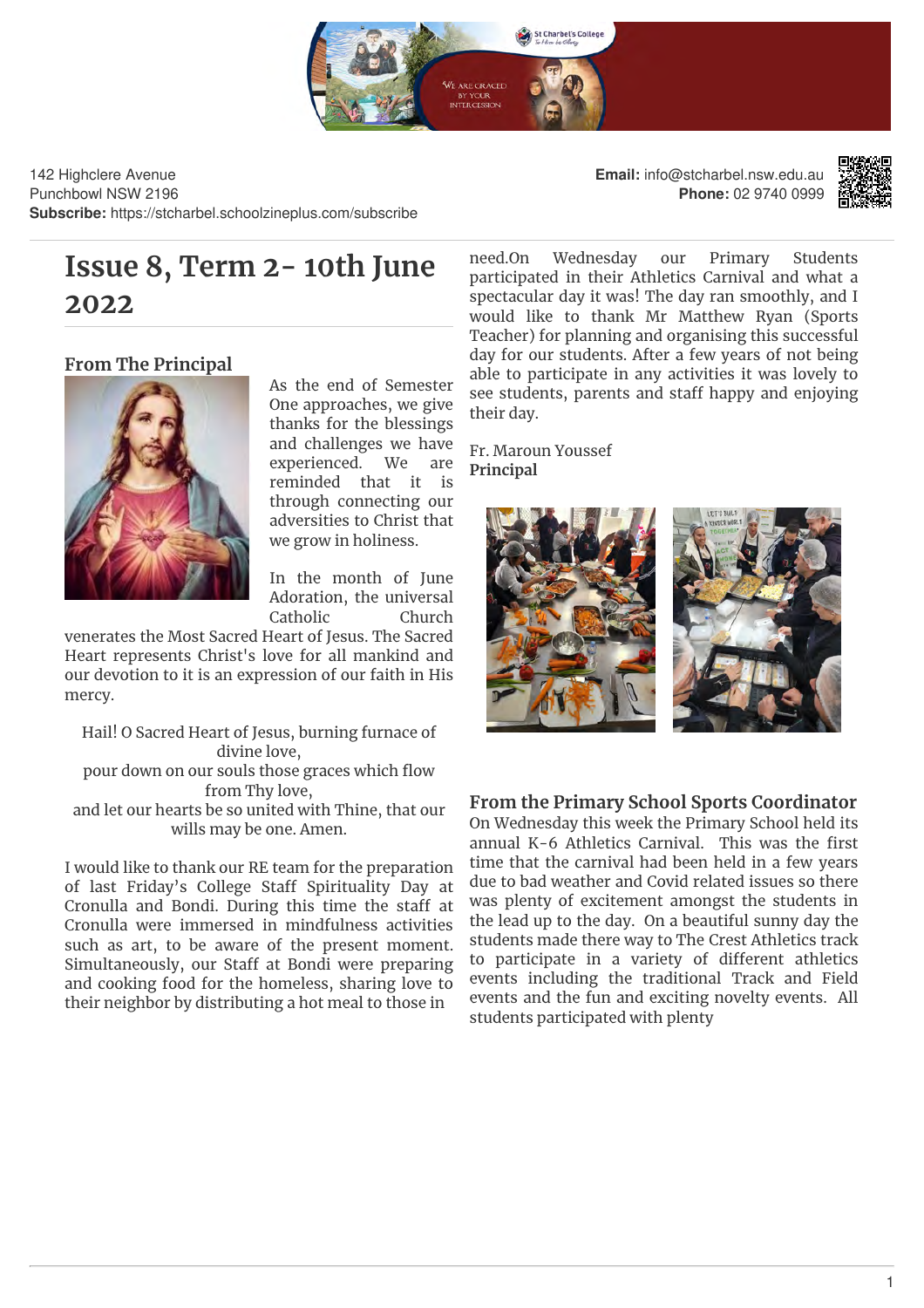142 Highclere Avenue
Punchbowl NSW 2196
**Subscribe:** https://stcharbel.schoolzineplus.com/subscribe

**Email:** info@stcharbel.nsw.edu.au
**Phone:** 02 9740 0999

# Issue 8, Term 2- 10th June 2022

## From The Principal

As the end of Semester One approaches, we give thanks for the blessings and challenges we have experienced. We are reminded that it is through connecting our adversities to Christ that we grow in holiness.

In the month of June Adoration, the universal Catholic Church venerates the Most Sacred Heart of Jesus. The Sacred Heart represents Christ's love for all mankind and our devotion to it is an expression of our faith in His mercy.

Hail! O Sacred Heart of Jesus, burning furnace of divine love,
pour down on our souls those graces which flow from Thy love,
and let our hearts be so united with Thine, that our wills may be one. Amen.

I would like to thank our RE team for the preparation of last Friday's College Staff Spirituality Day at Cronulla and Bondi. During this time the staff at Cronulla were immersed in mindfulness activities such as art, to be aware of the present moment. Simultaneously, our Staff at Bondi were preparing and cooking food for the homeless, sharing love to their neighbor by distributing a hot meal to those in need.On Wednesday our Primary Students participated in their Athletics Carnival and what a spectacular day it was! The day ran smoothly, and I would like to thank Mr Matthew Ryan (Sports Teacher) for planning and organising this successful day for our students. After a few years of not being able to participate in any activities it was lovely to see students, parents and staff happy and enjoying their day.

Fr. Maroun Youssef
**Principal**

## From the Primary School Sports Coordinator

On Wednesday this week the Primary School held its annual K-6 Athletics Carnival. This was the first time that the carnival had been held in a few years due to bad weather and Covid related issues so there was plenty of excitement amongst the students in the lead up to the day. On a beautiful sunny day the students made there way to The Crest Athletics track to participate in a variety of different athletics events including the traditional Track and Field events and the fun and exciting novelty events. All students participated with plenty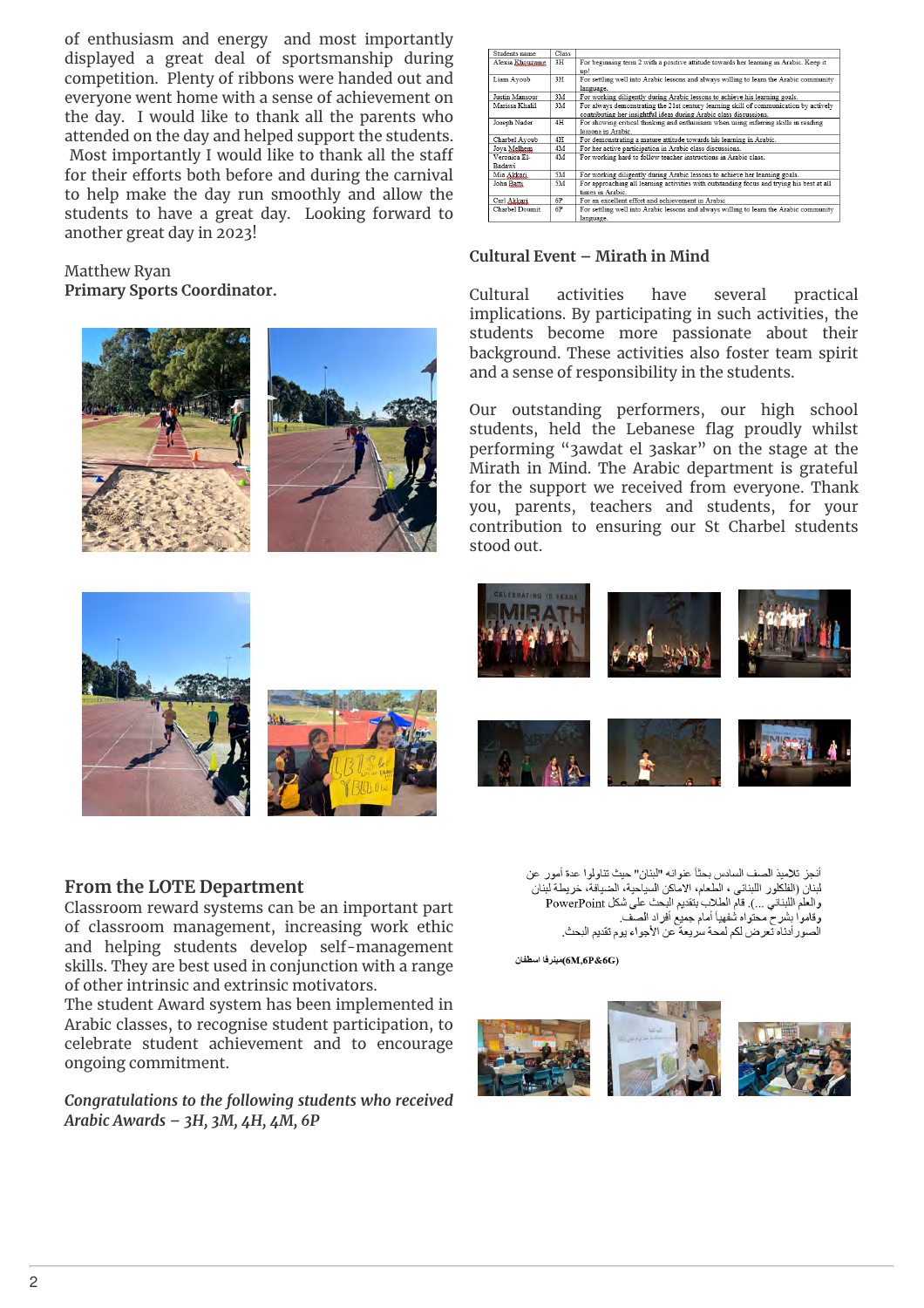of enthusiasm and energy and most importantly displayed a great deal of sportsmanship during competition. Plenty of ribbons were handed out and everyone went home with a sense of achievement on the day. I would like to thank all the parents who attended on the day and helped support the students. Most importantly I would like to thank all the staff for their efforts both before and during the carnival to help make the day run smoothly and allow the students to have a great day. Looking forward to another great day in 2023!

Matthew Ryan
**Primary Sports Coordinator.**

## From the LOTE Department

Classroom reward systems can be an important part of classroom management, increasing work ethic and helping students develop self-management skills. They are best used in conjunction with a range of other intrinsic and extrinsic motivators.
The student Award system has been implemented in Arabic classes, to recognise student participation, to celebrate student achievement and to encourage ongoing commitment.

***Congratulations to the following students who received Arabic Awards – 3H, 3M, 4H, 4M, 6P***

| Students name | Class | |
|---|---|---|
| Alexia Khouzame | 3H | For beginning term 2 with a positive attitude towards her learning in Arabic. Keep it up! |
| Liam Ayoub | 3H | For settling well into Arabic lessons and always willing to learn the Arabic community language. |
| Justin Mansour | 3M | For working diligently during Arabic lessons to achieve his learning goals. |
| Marissa Khalil | 3M | For always demonstrating the 21st century learning skill of communication by actively contributing her insightful ideas during Arabic class discussions. |
| Joseph Nader | 4H | For showing critical thinking and enthusiasm when using inferring skills in reading lessons in Arabic. |
| Charbel Ayoub | 4H | For demonstrating a mature attitude towards his learning in Arabic. |
| Joya Malhem | 4M | For her active participation in Arabic class discussions. |
| Veronica El-Badawi | 4M | For working hard to follow teacher instructions in Arabic class. |
| Mia Akkari | 5M | For working diligently during Arabic lessons to achieve her learning goals. |
| John Barri | 5M | For approaching all learning activities with outstanding focus and trying his best at all times in Arabic. |
| Carl Akkari | 6P | For an excellent effort and achievement in Arabic |
| Charbel Doumit | 6P | For settling well into Arabic lessons and always willing to learn the Arabic community language. |

### Cultural Event – Mirath in Mind

Cultural activities have several practical implications. By participating in such activities, the students become more passionate about their background. These activities also foster team spirit and a sense of responsibility in the students.

Our outstanding performers, our high school students, held the Lebanese flag proudly whilst performing "3awdat el 3askar" on the stage at the Mirath in Mind. The Arabic department is grateful for the support we received from everyone. Thank you, parents, teachers and students, for your contribution to ensuring our St Charbel students stood out.

أنجز تلاميذ الصف السادس بحثًا عنوانه "لبنان" حيث تناولوا عدة أمور عن لبنان (الفلكلور اللبناني ، الطعام، الاماكن السياحية، الضيافة، خريطة لبنان والعلم اللبناني ...). قام الطلاب بتقديم البحث على شكل PowerPoint وقاموا بشرح محتواه شفهيا أمام جميع أفراد الصف.
الصور أدناه تعرض لكم لمحة سريعة عن الأجواء يوم تقديم البحث.

**(6M,6P&6G)ميرفا اسطفان**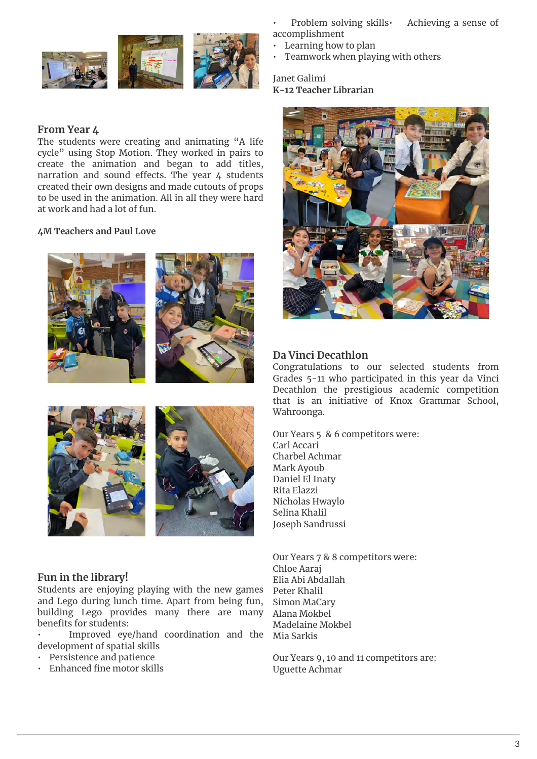## From Year 4

The students were creating and animating "A life cycle" using Stop Motion. They worked in pairs to create the animation and began to add titles, narration and sound effects. The year 4 students created their own designs and made cutouts of props to be used in the animation. All in all they were hard at work and had a lot of fun.

**4M Teachers and Paul Love**

## Fun in the library!

Students are enjoying playing with the new games and Lego during lunch time. Apart from being fun, building Lego provides many there are many benefits for students:

- Improved eye/hand coordination and the development of spatial skills
- Persistence and patience
- Enhanced fine motor skills
- Problem solving skills
- Achieving a sense of accomplishment
- Learning how to plan
- Teamwork when playing with others

Janet Galimi
**K-12 Teacher Librarian**

## Da Vinci Decathlon

Congratulations to our selected students from Grades 5-11 who participated in this year da Vinci Decathlon the prestigious academic competition that is an initiative of Knox Grammar School, Wahroonga.

Our Years 5 & 6 competitors were:
Carl Accari
Charbel Achmar
Mark Ayoub
Daniel El Inaty
Rita Elazzi
Nicholas Hwaylo
Selina Khalil
Joseph Sandrussi

Our Years 7 & 8 competitors were:
Chloe Aaraj
Elia Abi Abdallah
Peter Khalil
Simon MaCary
Alana Mokbel
Madelaine Mokbel
Mia Sarkis

Our Years 9, 10 and 11 competitors are:
Uguette Achmar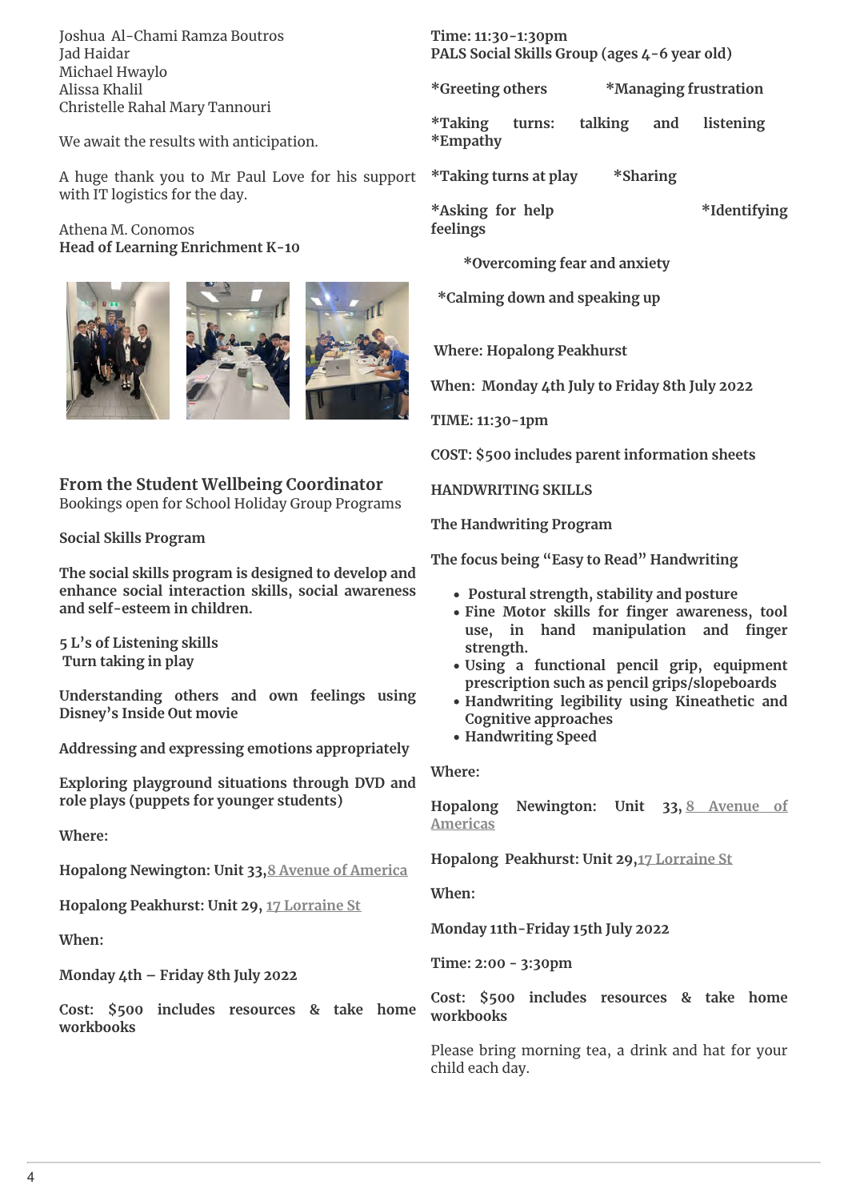Joshua Al-Chami Ramza Boutros
Jad Haidar
Michael Hwaylo
Alissa Khalil
Christelle Rahal Mary Tannouri

We await the results with anticipation.

A huge thank you to Mr Paul Love for his support with IT logistics for the day.

Athena M. Conomos
**Head of Learning Enrichment K-10**

## From the Student Wellbeing Coordinator

Bookings open for School Holiday Group Programs

**Social Skills Program**

**The social skills program is designed to develop and enhance social interaction skills, social awareness and self-esteem in children.**

**5 L's of Listening skills**
**Turn taking in play**

**Understanding others and own feelings using Disney's Inside Out movie**

**Addressing and expressing emotions appropriately**

**Exploring playground situations through DVD and role plays (puppets for younger students)**

**Where:**

**Hopalong Newington: Unit 33,8 Avenue of America**

**Hopalong Peakhurst: Unit 29, 17 Lorraine St**

**When:**

**Monday 4th – Friday 8th July 2022**

**Cost: $500 includes resources & take home workbooks**

**Time: 11:30-1:30pm**
**PALS Social Skills Group (ages 4-6 year old)**

**\*Greeting others** **\*Managing frustration**

**\*Taking turns: talking and listening**
**\*Empathy**

**\*Taking turns at play** **\*Sharing**

**\*Asking for help** **\*Identifying feelings**

**\*Overcoming fear and anxiety**

**\*Calming down and speaking up**

**Where: Hopalong Peakhurst**

**When: Monday 4th July to Friday 8th July 2022**

**TIME: 11:30-1pm**

**COST: $500 includes parent information sheets**

**HANDWRITING SKILLS**

**The Handwriting Program**

**The focus being "Easy to Read" Handwriting**

- **Postural strength, stability and posture**
- **Fine Motor skills for finger awareness, tool use, in hand manipulation and finger strength.**
- **Using a functional pencil grip, equipment prescription such as pencil grips/slopeboards**
- **Handwriting legibility using Kineathetic and Cognitive approaches**
- **Handwriting Speed**

**Where:**

**Hopalong Newington: Unit 33, 8 Avenue of Americas**

**Hopalong Peakhurst: Unit 29,17 Lorraine St**

**When:**

**Monday 11th-Friday 15th July 2022**

**Time: 2:00 - 3:30pm**

**Cost: $500 includes resources & take home workbooks**

Please bring morning tea, a drink and hat for your child each day.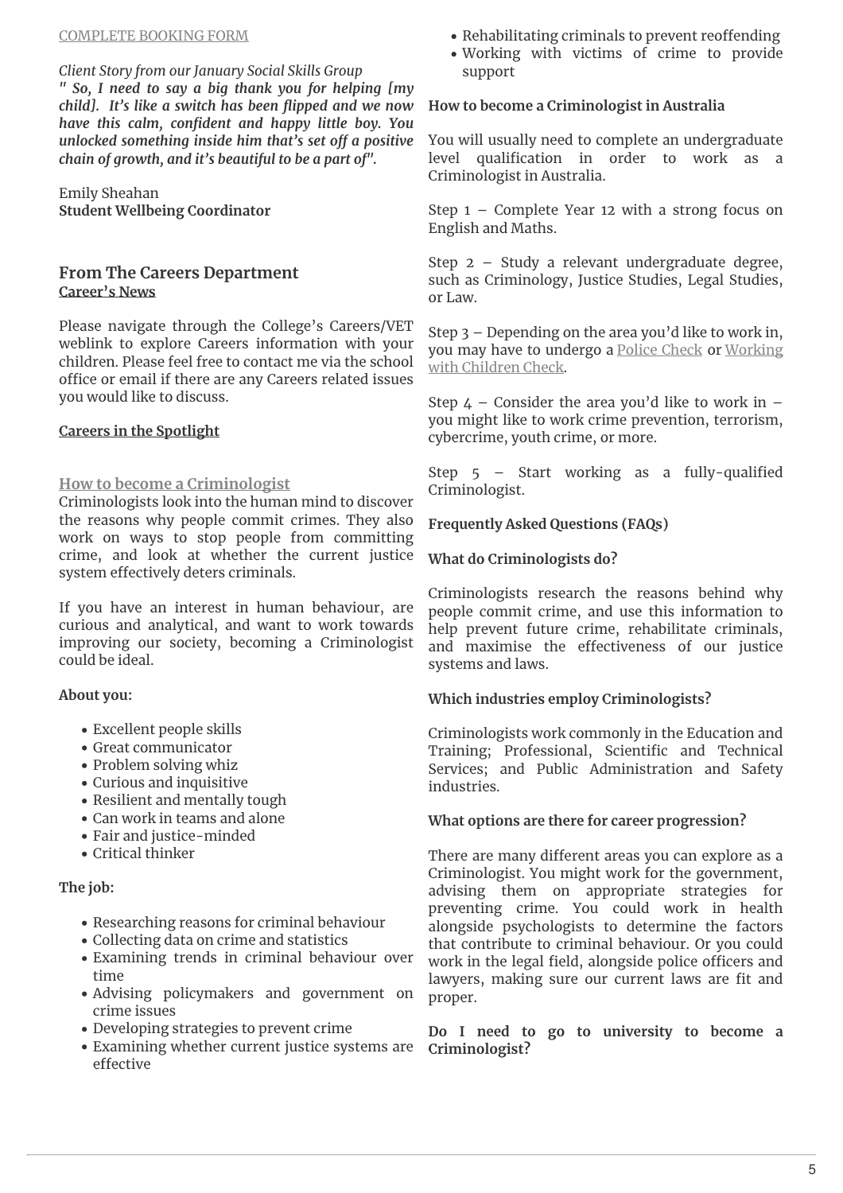COMPLETE BOOKING FORM

*Client Story from our January Social Skills Group*
***" So, I need to say a big thank you for helping [my child]. It's like a switch has been flipped and we now have this calm, confident and happy little boy. You unlocked something inside him that's set off a positive chain of growth, and it's beautiful to be a part of".***

Emily Sheahan
**Student Wellbeing Coordinator**

## From The Careers Department

**Career's News**

Please navigate through the College's Careers/VET weblink to explore Careers information with your children. Please feel free to contact me via the school office or email if there are any Careers related issues you would like to discuss.

**Careers in the Spotlight**

### How to become a Criminologist

Criminologists look into the human mind to discover the reasons why people commit crimes. They also work on ways to stop people from committing crime, and look at whether the current justice system effectively deters criminals.

If you have an interest in human behaviour, are curious and analytical, and want to work towards improving our society, becoming a Criminologist could be ideal.

**About you:**

- Excellent people skills
- Great communicator
- Problem solving whiz
- Curious and inquisitive
- Resilient and mentally tough
- Can work in teams and alone
- Fair and justice-minded
- Critical thinker

**The job:**

- Researching reasons for criminal behaviour
- Collecting data on crime and statistics
- Examining trends in criminal behaviour over time
- Advising policymakers and government on crime issues
- Developing strategies to prevent crime
- Examining whether current justice systems are effective
- Rehabilitating criminals to prevent reoffending
- Working with victims of crime to provide support

**How to become a Criminologist in Australia**

You will usually need to complete an undergraduate level qualification in order to work as a Criminologist in Australia.

Step 1 – Complete Year 12 with a strong focus on English and Maths.

Step 2 – Study a relevant undergraduate degree, such as Criminology, Justice Studies, Legal Studies, or Law.

Step 3 – Depending on the area you'd like to work in, you may have to undergo a Police Check or Working with Children Check.

Step 4 – Consider the area you'd like to work in – you might like to work crime prevention, terrorism, cybercrime, youth crime, or more.

Step 5 – Start working as a fully-qualified Criminologist.

**Frequently Asked Questions (FAQs)**

**What do Criminologists do?**

Criminologists research the reasons behind why people commit crime, and use this information to help prevent future crime, rehabilitate criminals, and maximise the effectiveness of our justice systems and laws.

**Which industries employ Criminologists?**

Criminologists work commonly in the Education and Training; Professional, Scientific and Technical Services; and Public Administration and Safety industries.

**What options are there for career progression?**

There are many different areas you can explore as a Criminologist. You might work for the government, advising them on appropriate strategies for preventing crime. You could work in health alongside psychologists to determine the factors that contribute to criminal behaviour. Or you could work in the legal field, alongside police officers and lawyers, making sure our current laws are fit and proper.

**Do I need to go to university to become a Criminologist?**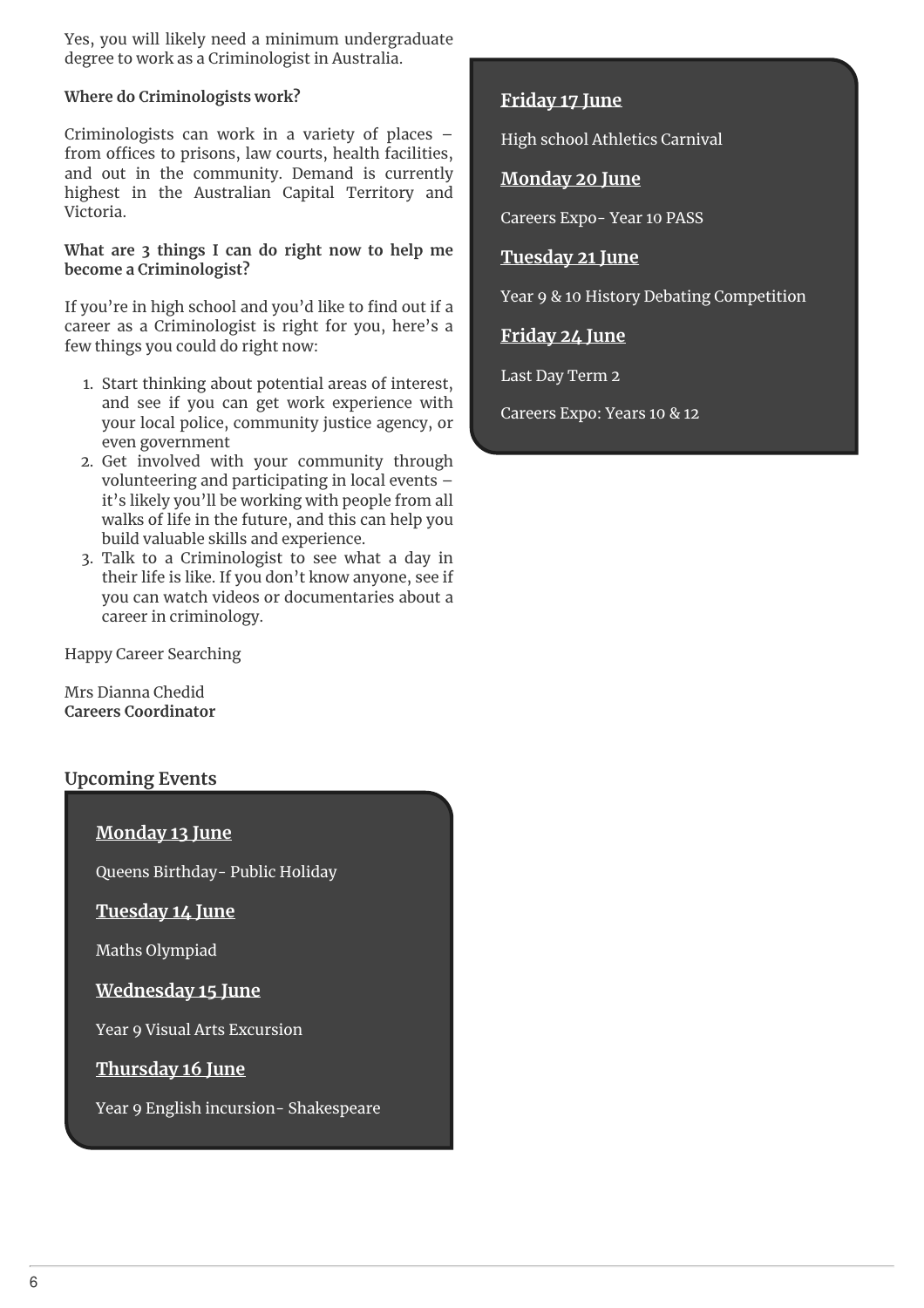Yes, you will likely need a minimum undergraduate degree to work as a Criminologist in Australia.

**Where do Criminologists work?**

Criminologists can work in a variety of places – from offices to prisons, law courts, health facilities, and out in the community. Demand is currently highest in the Australian Capital Territory and Victoria.

**What are 3 things I can do right now to help me become a Criminologist?**

If you're in high school and you'd like to find out if a career as a Criminologist is right for you, here's a few things you could do right now:

1. Start thinking about potential areas of interest, and see if you can get work experience with your local police, community justice agency, or even government
2. Get involved with your community through volunteering and participating in local events – it's likely you'll be working with people from all walks of life in the future, and this can help you build valuable skills and experience.
3. Talk to a Criminologist to see what a day in their life is like. If you don't know anyone, see if you can watch videos or documentaries about a career in criminology.

Happy Career Searching

Mrs Dianna Chedid
**Careers Coordinator**

## Upcoming Events

**Monday 13 June**

Queens Birthday- Public Holiday

**Tuesday 14 June**

Maths Olympiad

**Wednesday 15 June**

Year 9 Visual Arts Excursion

**Thursday 16 June**

Year 9 English incursion- Shakespeare

**Friday 17 June**

High school Athletics Carnival

**Monday 20 June**

Careers Expo- Year 10 PASS

**Tuesday 21 June**

Year 9 & 10 History Debating Competition

**Friday 24 June**

Last Day Term 2

Careers Expo: Years 10 & 12